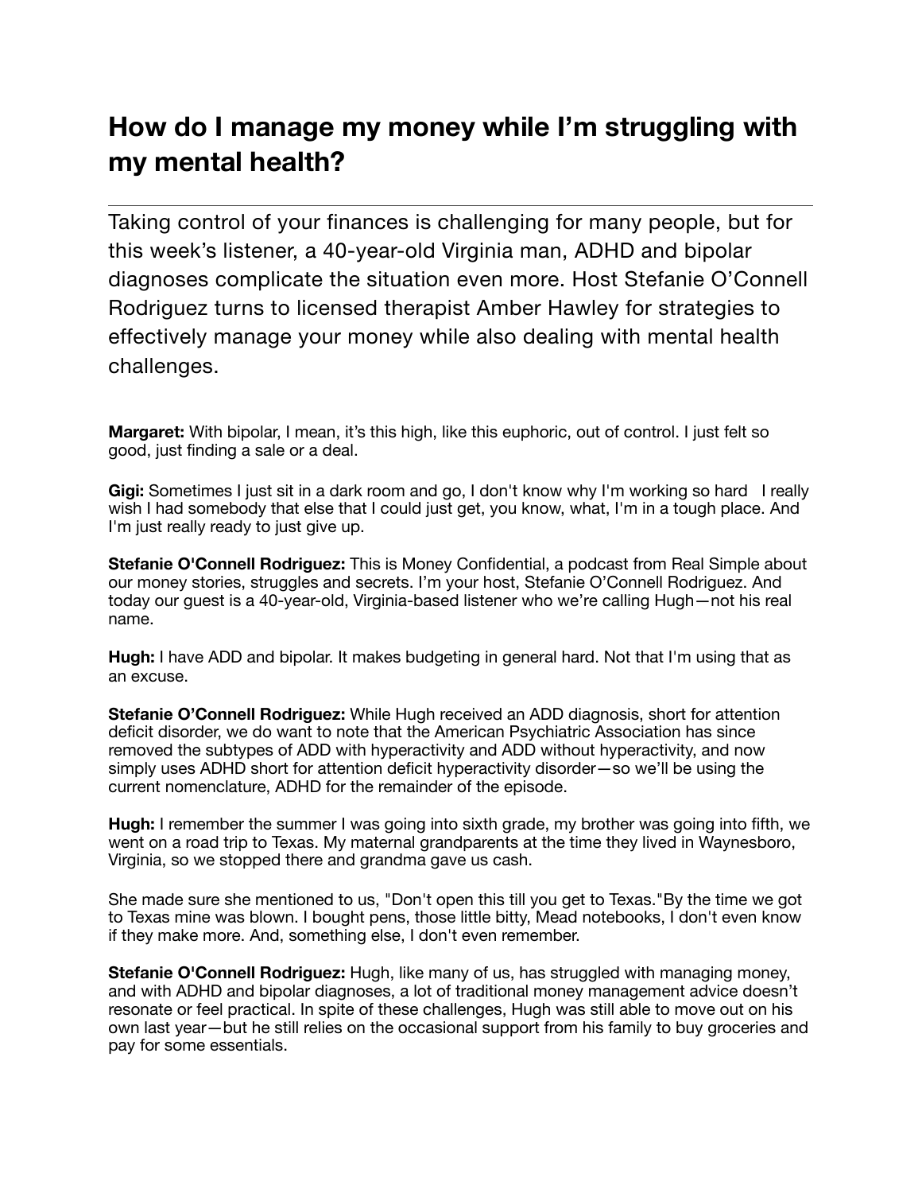# How do I manage my money while I'm struggling with my mental health?

---

Taking control of your finances is challenging for many people, but for this week's listener, a 40-year-old Virginia man, ADHD and bipolar diagnoses complicate the situation even more. Host Stefanie O'Connell Rodriguez turns to licensed therapist Amber Hawley for strategies to effectively manage your money while also dealing with mental health challenges.

**Margaret:** With bipolar, I mean, it's this high, like this euphoric, out of control. I just felt so good, just finding a sale or a deal.

**Gigi:** Sometimes I just sit in a dark room and go, I don't know why I'm working so hard I really wish I had somebody that else that I could just get, you know, what, I'm in a tough place. And I'm just really ready to just give up.

**Stefanie O'Connell Rodriguez:** This is Money Confidential, a podcast from Real Simple about our money stories, struggles and secrets. I'm your host, Stefanie O'Connell Rodriguez. And today our guest is a 40-year-old, Virginia-based listener who we're calling Hugh—not his real name.

**Hugh:** I have ADD and bipolar. It makes budgeting in general hard. Not that I'm using that as an excuse.

**Stefanie O'Connell Rodriguez:** While Hugh received an ADD diagnosis, short for attention deficit disorder, we do want to note that the American Psychiatric Association has since removed the subtypes of ADD with hyperactivity and ADD without hyperactivity, and now simply uses ADHD short for attention deficit hyperactivity disorder—so we'll be using the current nomenclature, ADHD for the remainder of the episode.

**Hugh:** I remember the summer I was going into sixth grade, my brother was going into fifth, we went on a road trip to Texas. My maternal grandparents at the time they lived in Waynesboro, Virginia, so we stopped there and grandma gave us cash.

She made sure she mentioned to us, "Don't open this till you get to Texas."By the time we got to Texas mine was blown. I bought pens, those little bitty, Mead notebooks, I don't even know if they make more. And, something else, I don't even remember.

**Stefanie O'Connell Rodriguez:** Hugh, like many of us, has struggled with managing money, and with ADHD and bipolar diagnoses, a lot of traditional money management advice doesn't resonate or feel practical. In spite of these challenges, Hugh was still able to move out on his own last year—but he still relies on the occasional support from his family to buy groceries and pay for some essentials.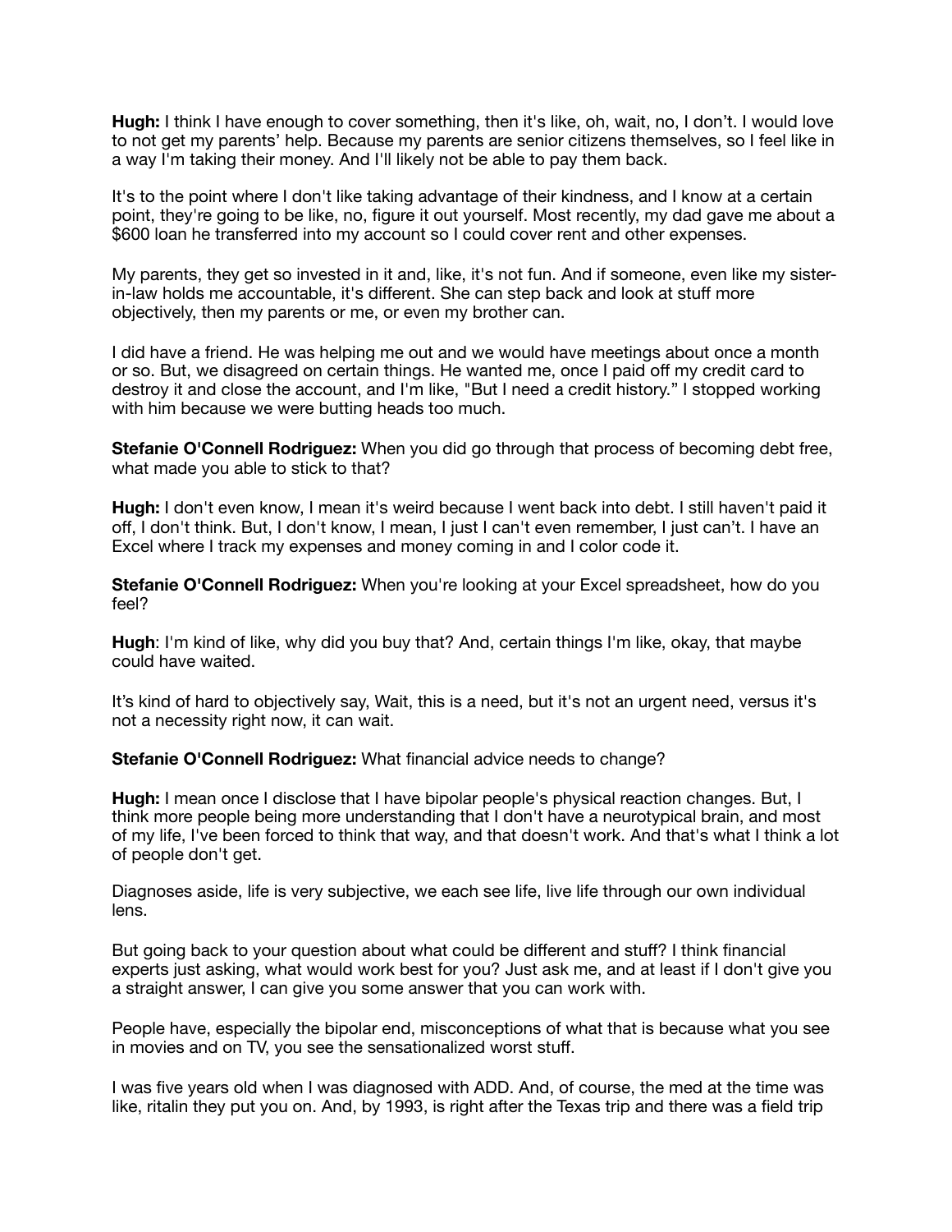**Hugh:** I think I have enough to cover something, then it's like, oh, wait, no, I don't. I would love to not get my parents' help. Because my parents are senior citizens themselves, so I feel like in a way I'm taking their money. And I'll likely not be able to pay them back.

It's to the point where I don't like taking advantage of their kindness, and I know at a certain point, they're going to be like, no, figure it out yourself. Most recently, my dad gave me about a $600 loan he transferred into my account so I could cover rent and other expenses.

My parents, they get so invested in it and, like, it's not fun. And if someone, even like my sister-in-law holds me accountable, it's different. She can step back and look at stuff more objectively, then my parents or me, or even my brother can.

I did have a friend. He was helping me out and we would have meetings about once a month or so. But, we disagreed on certain things. He wanted me, once I paid off my credit card to destroy it and close the account, and I'm like, "But I need a credit history." I stopped working with him because we were butting heads too much.

**Stefanie O'Connell Rodriguez:** When you did go through that process of becoming debt free, what made you able to stick to that?

**Hugh:** I don't even know, I mean it's weird because I went back into debt. I still haven't paid it off, I don't think. But, I don't know, I mean, I just I can't even remember, I just can't. I have an Excel where I track my expenses and money coming in and I color code it.

**Stefanie O'Connell Rodriguez:** When you're looking at your Excel spreadsheet, how do you feel?

**Hugh**: I'm kind of like, why did you buy that? And, certain things I'm like, okay, that maybe could have waited.

It's kind of hard to objectively say, Wait, this is a need, but it's not an urgent need, versus it's not a necessity right now, it can wait.

**Stefanie O'Connell Rodriguez:** What financial advice needs to change?

**Hugh:** I mean once I disclose that I have bipolar people's physical reaction changes. But, I think more people being more understanding that I don't have a neurotypical brain, and most of my life, I've been forced to think that way, and that doesn't work. And that's what I think a lot of people don't get.

Diagnoses aside, life is very subjective, we each see life, live life through our own individual lens.

But going back to your question about what could be different and stuff? I think financial experts just asking, what would work best for you? Just ask me, and at least if I don't give you a straight answer, I can give you some answer that you can work with.

People have, especially the bipolar end, misconceptions of what that is because what you see in movies and on TV, you see the sensationalized worst stuff.

I was five years old when I was diagnosed with ADD. And, of course, the med at the time was like, ritalin they put you on. And, by 1993, is right after the Texas trip and there was a field trip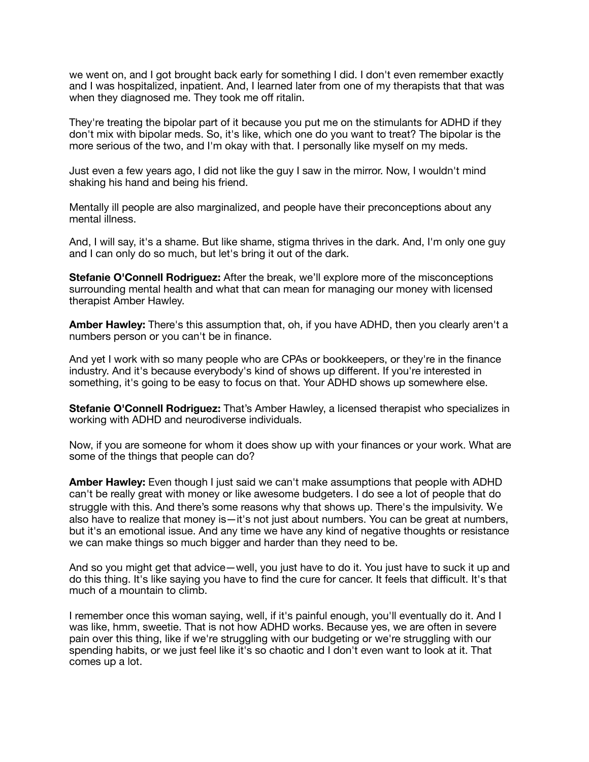we went on, and I got brought back early for something I did. I don't even remember exactly and I was hospitalized, inpatient. And, I learned later from one of my therapists that that was when they diagnosed me. They took me off ritalin.

They're treating the bipolar part of it because you put me on the stimulants for ADHD if they don't mix with bipolar meds. So, it's like, which one do you want to treat? The bipolar is the more serious of the two, and I'm okay with that. I personally like myself on my meds.

Just even a few years ago, I did not like the guy I saw in the mirror. Now, I wouldn't mind shaking his hand and being his friend.

Mentally ill people are also marginalized, and people have their preconceptions about any mental illness.

And, I will say, it's a shame. But like shame, stigma thrives in the dark. And, I'm only one guy and I can only do so much, but let's bring it out of the dark.

**Stefanie O'Connell Rodriguez:** After the break, we'll explore more of the misconceptions surrounding mental health and what that can mean for managing our money with licensed therapist Amber Hawley.

**Amber Hawley:** There's this assumption that, oh, if you have ADHD, then you clearly aren't a numbers person or you can't be in finance.

And yet I work with so many people who are CPAs or bookkeepers, or they're in the finance industry. And it's because everybody's kind of shows up different. If you're interested in something, it's going to be easy to focus on that. Your ADHD shows up somewhere else.

**Stefanie O'Connell Rodriguez:** That's Amber Hawley, a licensed therapist who specializes in working with ADHD and neurodiverse individuals.

Now, if you are someone for whom it does show up with your finances or your work. What are some of the things that people can do?

**Amber Hawley:** Even though I just said we can't make assumptions that people with ADHD can't be really great with money or like awesome budgeters. I do see a lot of people that do struggle with this. And there's some reasons why that shows up. There's the impulsivity. We also have to realize that money is—it's not just about numbers. You can be great at numbers, but it's an emotional issue. And any time we have any kind of negative thoughts or resistance we can make things so much bigger and harder than they need to be.

And so you might get that advice—well, you just have to do it. You just have to suck it up and do this thing. It's like saying you have to find the cure for cancer. It feels that difficult. It's that much of a mountain to climb.

I remember once this woman saying, well, if it's painful enough, you'll eventually do it. And I was like, hmm, sweetie. That is not how ADHD works. Because yes, we are often in severe pain over this thing, like if we're struggling with our budgeting or we're struggling with our spending habits, or we just feel like it's so chaotic and I don't even want to look at it. That comes up a lot.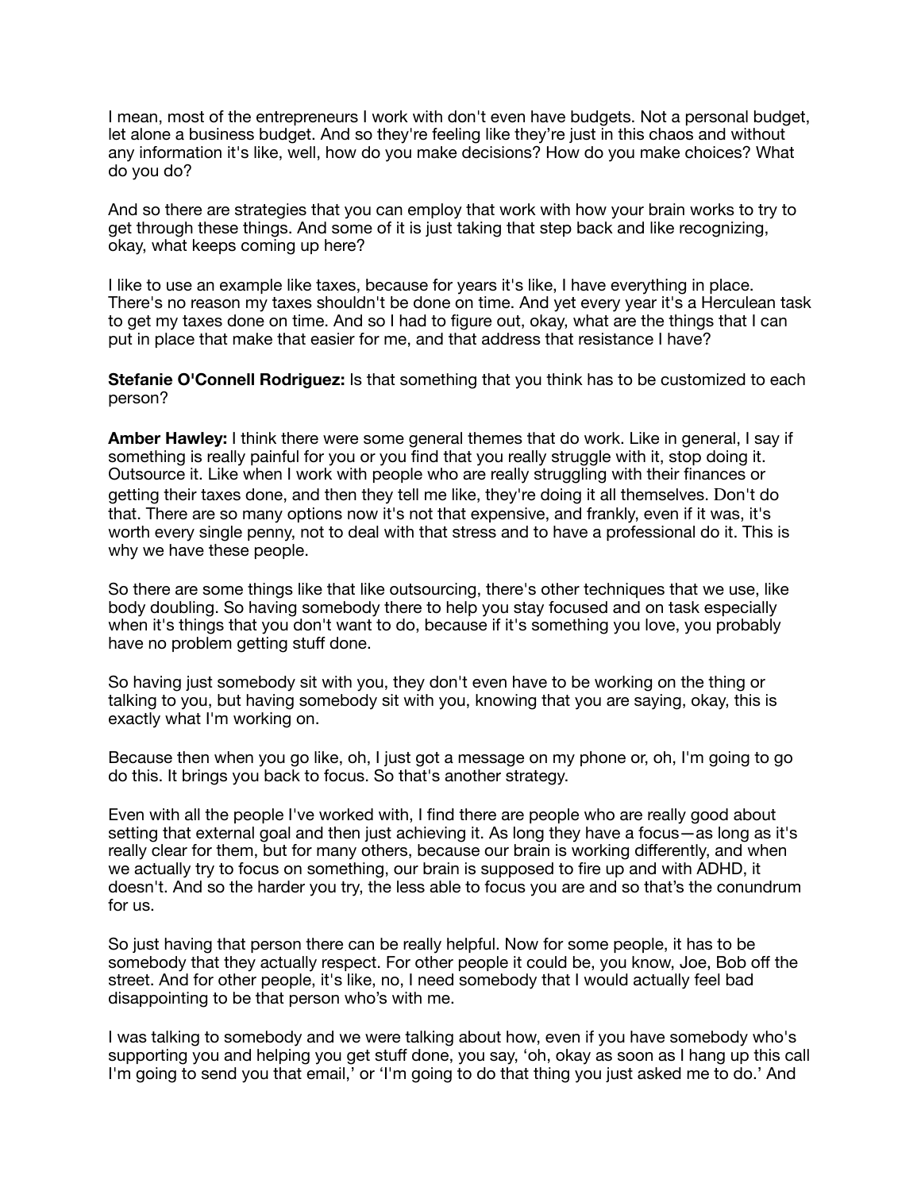I mean, most of the entrepreneurs I work with don't even have budgets. Not a personal budget, let alone a business budget. And so they're feeling like they're just in this chaos and without any information it's like, well, how do you make decisions? How do you make choices? What do you do?

And so there are strategies that you can employ that work with how your brain works to try to get through these things. And some of it is just taking that step back and like recognizing, okay, what keeps coming up here?

I like to use an example like taxes, because for years it's like, I have everything in place. There's no reason my taxes shouldn't be done on time. And yet every year it's a Herculean task to get my taxes done on time. And so I had to figure out, okay, what are the things that I can put in place that make that easier for me, and that address that resistance I have?

**Stefanie O'Connell Rodriguez:** Is that something that you think has to be customized to each person?

**Amber Hawley:** I think there were some general themes that do work. Like in general, I say if something is really painful for you or you find that you really struggle with it, stop doing it. Outsource it. Like when I work with people who are really struggling with their finances or getting their taxes done, and then they tell me like, they're doing it all themselves. Don't do that. There are so many options now it's not that expensive, and frankly, even if it was, it's worth every single penny, not to deal with that stress and to have a professional do it. This is why we have these people.

So there are some things like that like outsourcing, there's other techniques that we use, like body doubling. So having somebody there to help you stay focused and on task especially when it's things that you don't want to do, because if it's something you love, you probably have no problem getting stuff done.

So having just somebody sit with you, they don't even have to be working on the thing or talking to you, but having somebody sit with you, knowing that you are saying, okay, this is exactly what I'm working on.

Because then when you go like, oh, I just got a message on my phone or, oh, I'm going to go do this. It brings you back to focus. So that's another strategy.

Even with all the people I've worked with, I find there are people who are really good about setting that external goal and then just achieving it. As long they have a focus—as long as it's really clear for them, but for many others, because our brain is working differently, and when we actually try to focus on something, our brain is supposed to fire up and with ADHD, it doesn't. And so the harder you try, the less able to focus you are and so that's the conundrum for us.

So just having that person there can be really helpful. Now for some people, it has to be somebody that they actually respect. For other people it could be, you know, Joe, Bob off the street. And for other people, it's like, no, I need somebody that I would actually feel bad disappointing to be that person who's with me.

I was talking to somebody and we were talking about how, even if you have somebody who's supporting you and helping you get stuff done, you say, 'oh, okay as soon as I hang up this call I'm going to send you that email,' or 'I'm going to do that thing you just asked me to do.' And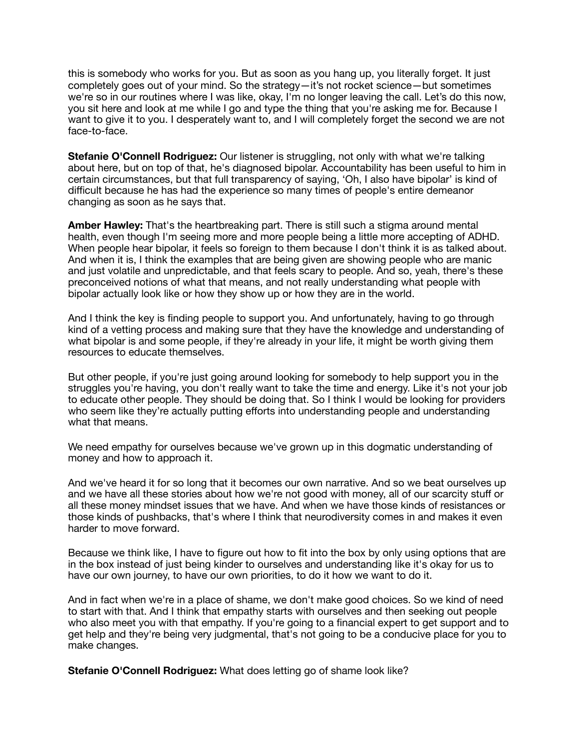this is somebody who works for you. But as soon as you hang up, you literally forget. It just completely goes out of your mind. So the strategy—it's not rocket science—but sometimes we're so in our routines where I was like, okay, I'm no longer leaving the call. Let's do this now, you sit here and look at me while I go and type the thing that you're asking me for. Because I want to give it to you. I desperately want to, and I will completely forget the second we are not face-to-face.

**Stefanie O'Connell Rodriguez:** Our listener is struggling, not only with what we're talking about here, but on top of that, he's diagnosed bipolar. Accountability has been useful to him in certain circumstances, but that full transparency of saying, 'Oh, I also have bipolar' is kind of difficult because he has had the experience so many times of people's entire demeanor changing as soon as he says that.

**Amber Hawley:** That's the heartbreaking part. There is still such a stigma around mental health, even though I'm seeing more and more people being a little more accepting of ADHD. When people hear bipolar, it feels so foreign to them because I don't think it is as talked about. And when it is, I think the examples that are being given are showing people who are manic and just volatile and unpredictable, and that feels scary to people. And so, yeah, there's these preconceived notions of what that means, and not really understanding what people with bipolar actually look like or how they show up or how they are in the world.

And I think the key is finding people to support you. And unfortunately, having to go through kind of a vetting process and making sure that they have the knowledge and understanding of what bipolar is and some people, if they're already in your life, it might be worth giving them resources to educate themselves.

But other people, if you're just going around looking for somebody to help support you in the struggles you're having, you don't really want to take the time and energy. Like it's not your job to educate other people. They should be doing that. So I think I would be looking for providers who seem like they're actually putting efforts into understanding people and understanding what that means.

We need empathy for ourselves because we've grown up in this dogmatic understanding of money and how to approach it.

And we've heard it for so long that it becomes our own narrative. And so we beat ourselves up and we have all these stories about how we're not good with money, all of our scarcity stuff or all these money mindset issues that we have. And when we have those kinds of resistances or those kinds of pushbacks, that's where I think that neurodiversity comes in and makes it even harder to move forward.

Because we think like, I have to figure out how to fit into the box by only using options that are in the box instead of just being kinder to ourselves and understanding like it's okay for us to have our own journey, to have our own priorities, to do it how we want to do it.

And in fact when we're in a place of shame, we don't make good choices. So we kind of need to start with that. And I think that empathy starts with ourselves and then seeking out people who also meet you with that empathy. If you're going to a financial expert to get support and to get help and they're being very judgmental, that's not going to be a conducive place for you to make changes.

**Stefanie O'Connell Rodriguez:** What does letting go of shame look like?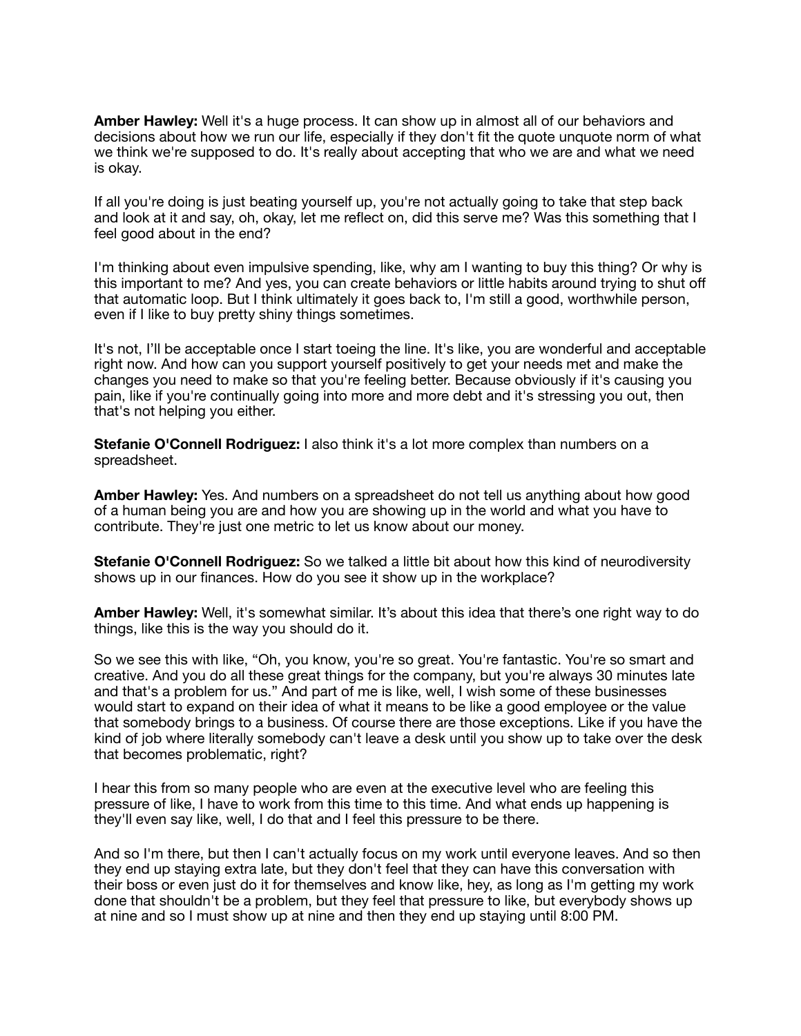**Amber Hawley:** Well it's a huge process. It can show up in almost all of our behaviors and decisions about how we run our life, especially if they don't fit the quote unquote norm of what we think we're supposed to do. It's really about accepting that who we are and what we need is okay.

If all you're doing is just beating yourself up, you're not actually going to take that step back and look at it and say, oh, okay, let me reflect on, did this serve me? Was this something that I feel good about in the end?

I'm thinking about even impulsive spending, like, why am I wanting to buy this thing? Or why is this important to me? And yes, you can create behaviors or little habits around trying to shut off that automatic loop. But I think ultimately it goes back to, I'm still a good, worthwhile person, even if I like to buy pretty shiny things sometimes.

It's not, I'll be acceptable once I start toeing the line. It's like, you are wonderful and acceptable right now. And how can you support yourself positively to get your needs met and make the changes you need to make so that you're feeling better. Because obviously if it's causing you pain, like if you're continually going into more and more debt and it's stressing you out, then that's not helping you either.

**Stefanie O'Connell Rodriguez:** I also think it's a lot more complex than numbers on a spreadsheet.

**Amber Hawley:** Yes. And numbers on a spreadsheet do not tell us anything about how good of a human being you are and how you are showing up in the world and what you have to contribute. They're just one metric to let us know about our money.

**Stefanie O'Connell Rodriguez:** So we talked a little bit about how this kind of neurodiversity shows up in our finances. How do you see it show up in the workplace?

**Amber Hawley:** Well, it's somewhat similar. It's about this idea that there's one right way to do things, like this is the way you should do it.

So we see this with like, "Oh, you know, you're so great. You're fantastic. You're so smart and creative. And you do all these great things for the company, but you're always 30 minutes late and that's a problem for us." And part of me is like, well, I wish some of these businesses would start to expand on their idea of what it means to be like a good employee or the value that somebody brings to a business. Of course there are those exceptions. Like if you have the kind of job where literally somebody can't leave a desk until you show up to take over the desk that becomes problematic, right?

I hear this from so many people who are even at the executive level who are feeling this pressure of like, I have to work from this time to this time. And what ends up happening is they'll even say like, well, I do that and I feel this pressure to be there.

And so I'm there, but then I can't actually focus on my work until everyone leaves. And so then they end up staying extra late, but they don't feel that they can have this conversation with their boss or even just do it for themselves and know like, hey, as long as I'm getting my work done that shouldn't be a problem, but they feel that pressure to like, but everybody shows up at nine and so I must show up at nine and then they end up staying until 8:00 PM.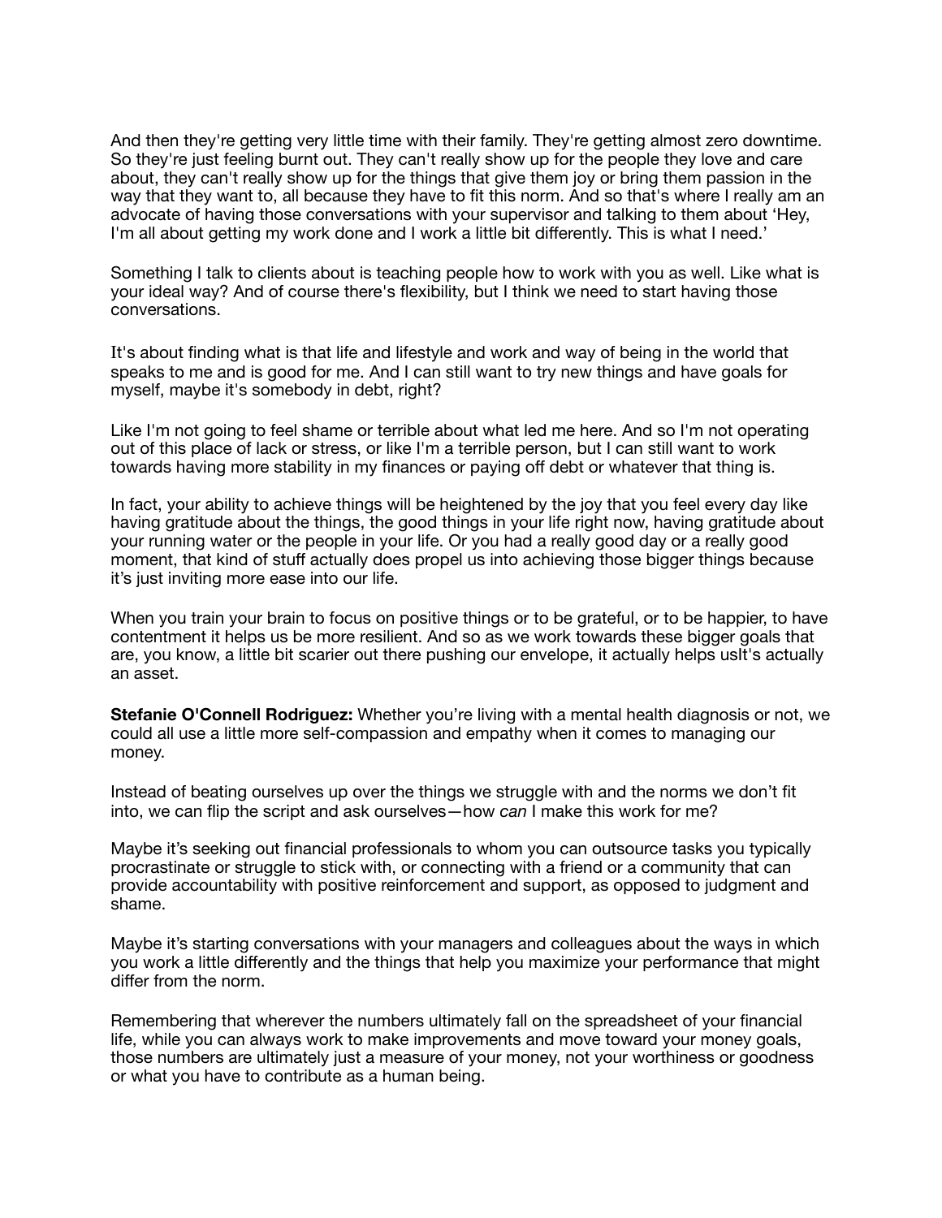And then they're getting very little time with their family. They're getting almost zero downtime. So they're just feeling burnt out. They can't really show up for the people they love and care about, they can't really show up for the things that give them joy or bring them passion in the way that they want to, all because they have to fit this norm. And so that's where I really am an advocate of having those conversations with your supervisor and talking to them about 'Hey, I'm all about getting my work done and I work a little bit differently. This is what I need.'

Something I talk to clients about is teaching people how to work with you as well. Like what is your ideal way? And of course there's flexibility, but I think we need to start having those conversations.

It's about finding what is that life and lifestyle and work and way of being in the world that speaks to me and is good for me. And I can still want to try new things and have goals for myself, maybe it's somebody in debt, right?

Like I'm not going to feel shame or terrible about what led me here. And so I'm not operating out of this place of lack or stress, or like I'm a terrible person, but I can still want to work towards having more stability in my finances or paying off debt or whatever that thing is.

In fact, your ability to achieve things will be heightened by the joy that you feel every day like having gratitude about the things, the good things in your life right now, having gratitude about your running water or the people in your life. Or you had a really good day or a really good moment, that kind of stuff actually does propel us into achieving those bigger things because it's just inviting more ease into our life.

When you train your brain to focus on positive things or to be grateful, or to be happier, to have contentment it helps us be more resilient. And so as we work towards these bigger goals that are, you know, a little bit scarier out there pushing our envelope, it actually helps usIt's actually an asset.

**Stefanie O'Connell Rodriguez:** Whether you're living with a mental health diagnosis or not, we could all use a little more self-compassion and empathy when it comes to managing our money.

Instead of beating ourselves up over the things we struggle with and the norms we don't fit into, we can flip the script and ask ourselves—how *can* I make this work for me?

Maybe it's seeking out financial professionals to whom you can outsource tasks you typically procrastinate or struggle to stick with, or connecting with a friend or a community that can provide accountability with positive reinforcement and support, as opposed to judgment and shame.

Maybe it's starting conversations with your managers and colleagues about the ways in which you work a little differently and the things that help you maximize your performance that might differ from the norm.

Remembering that wherever the numbers ultimately fall on the spreadsheet of your financial life, while you can always work to make improvements and move toward your money goals, those numbers are ultimately just a measure of your money, not your worthiness or goodness or what you have to contribute as a human being.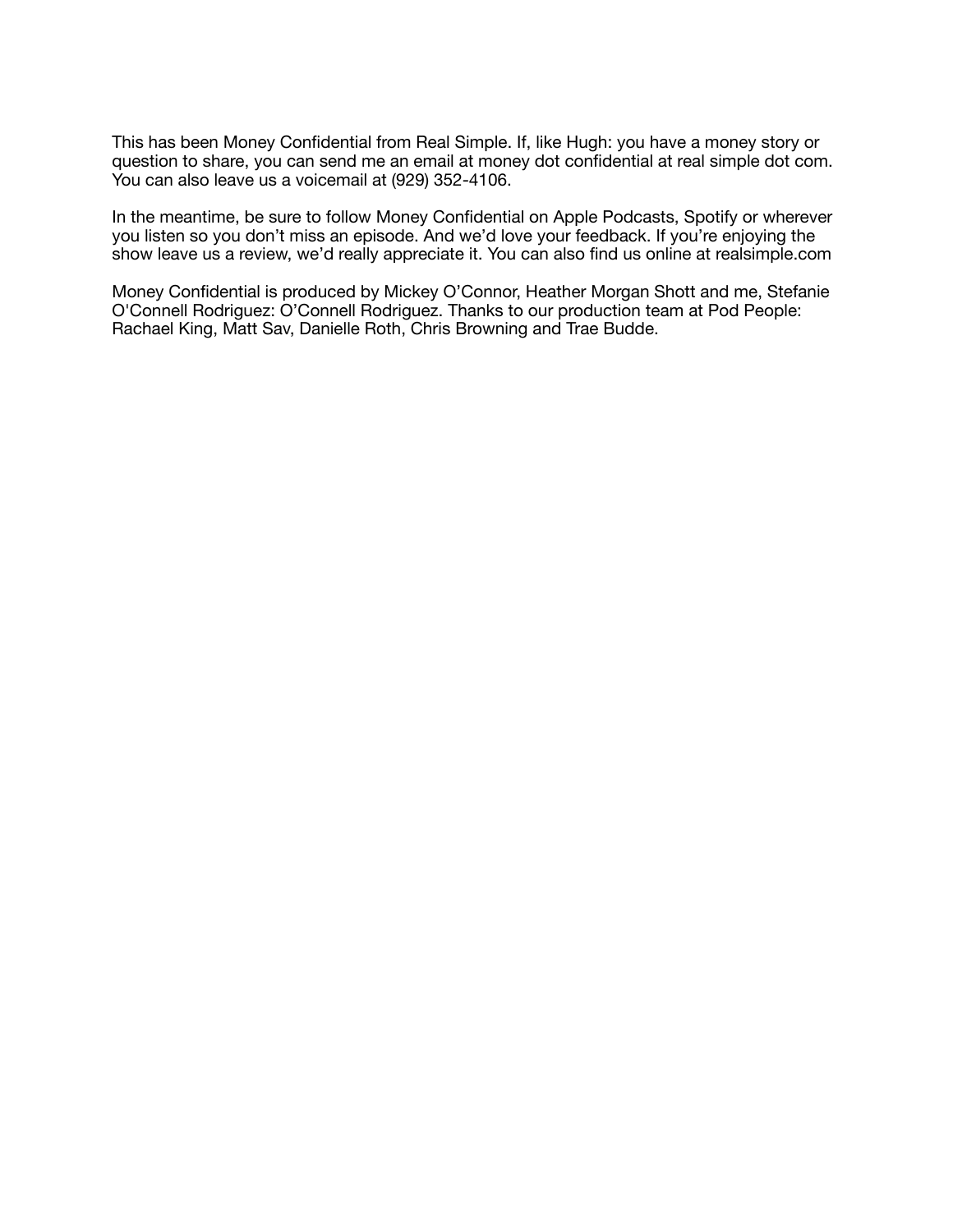This has been Money Confidential from Real Simple. If, like Hugh: you have a money story or question to share, you can send me an email at money dot confidential at real simple dot com. You can also leave us a voicemail at (929) 352-4106.

In the meantime, be sure to follow Money Confidential on Apple Podcasts, Spotify or wherever you listen so you don't miss an episode. And we'd love your feedback. If you're enjoying the show leave us a review, we'd really appreciate it. You can also find us online at realsimple.com

Money Confidential is produced by Mickey O'Connor, Heather Morgan Shott and me, Stefanie O'Connell Rodriguez: O'Connell Rodriguez. Thanks to our production team at Pod People: Rachael King, Matt Sav, Danielle Roth, Chris Browning and Trae Budde.